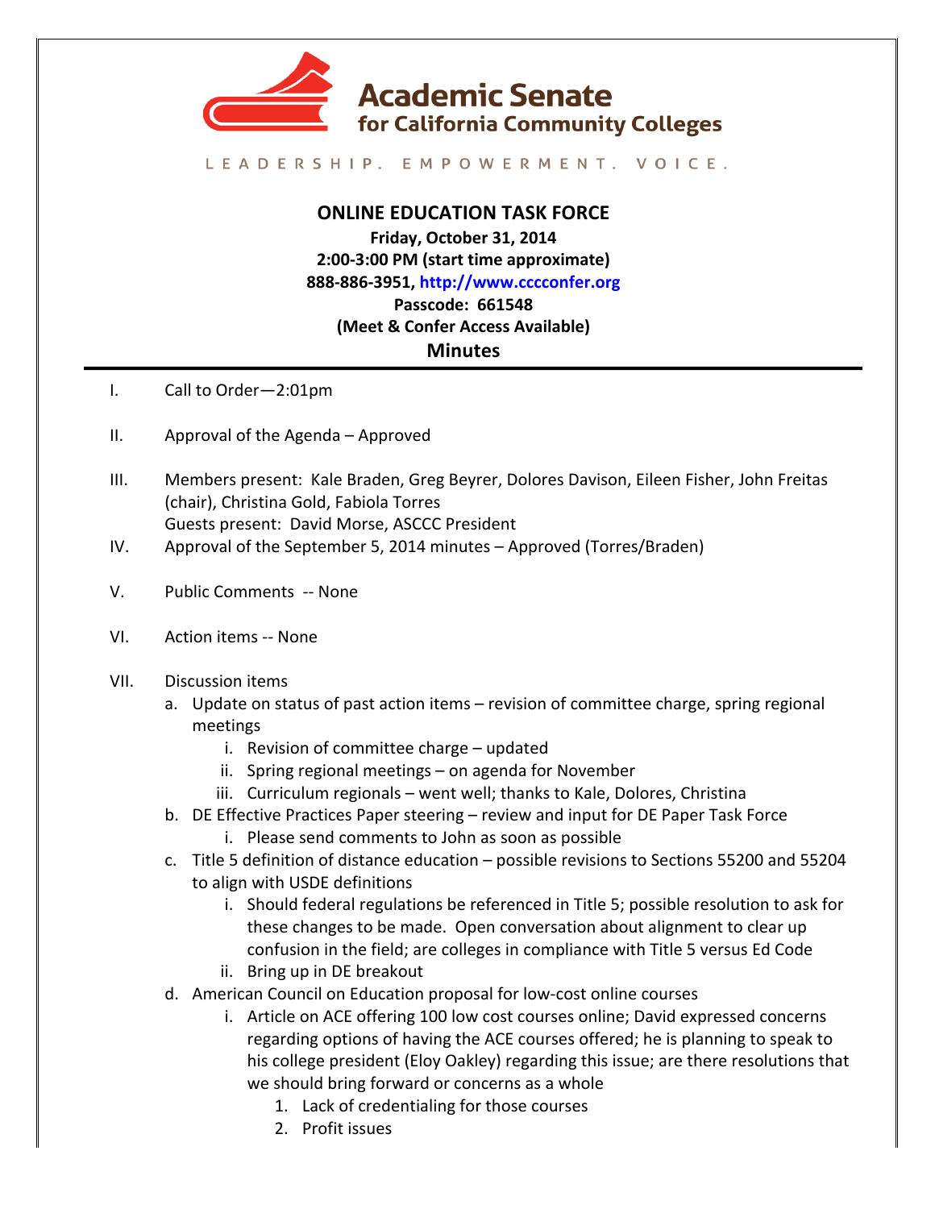**Academic Senate for California Community Colleges**

LEADERSHIP. EMPOWERMENT. VOICE.

## ONLINE EDUCATION TASK FORCE

**Friday, October 31, 2014**
**2:00-3:00 PM (start time approximate)**
**888-886-3951, http://www.cccconfer.org**
**Passcode: 661548**
**(Meet & Confer Access Available)**

## Minutes

I. Call to Order—2:01pm

II. Approval of the Agenda – Approved

III. Members present: Kale Braden, Greg Beyrer, Dolores Davison, Eileen Fisher, John Freitas (chair), Christina Gold, Fabiola Torres
Guests present: David Morse, ASCCC President

IV. Approval of the September 5, 2014 minutes – Approved (Torres/Braden)

V. Public Comments -- None

VI. Action items -- None

VII. Discussion items

a. Update on status of past action items – revision of committee charge, spring regional meetings
   i. Revision of committee charge – updated
   ii. Spring regional meetings – on agenda for November
   iii. Curriculum regionals – went well; thanks to Kale, Dolores, Christina

b. DE Effective Practices Paper steering – review and input for DE Paper Task Force
   i. Please send comments to John as soon as possible

c. Title 5 definition of distance education – possible revisions to Sections 55200 and 55204 to align with USDE definitions
   i. Should federal regulations be referenced in Title 5; possible resolution to ask for these changes to be made. Open conversation about alignment to clear up confusion in the field; are colleges in compliance with Title 5 versus Ed Code
   ii. Bring up in DE breakout

d. American Council on Education proposal for low-cost online courses
   i. Article on ACE offering 100 low cost courses online; David expressed concerns regarding options of having the ACE courses offered; he is planning to speak to his college president (Eloy Oakley) regarding this issue; are there resolutions that we should bring forward or concerns as a whole
      1. Lack of credentialing for those courses
      2. Profit issues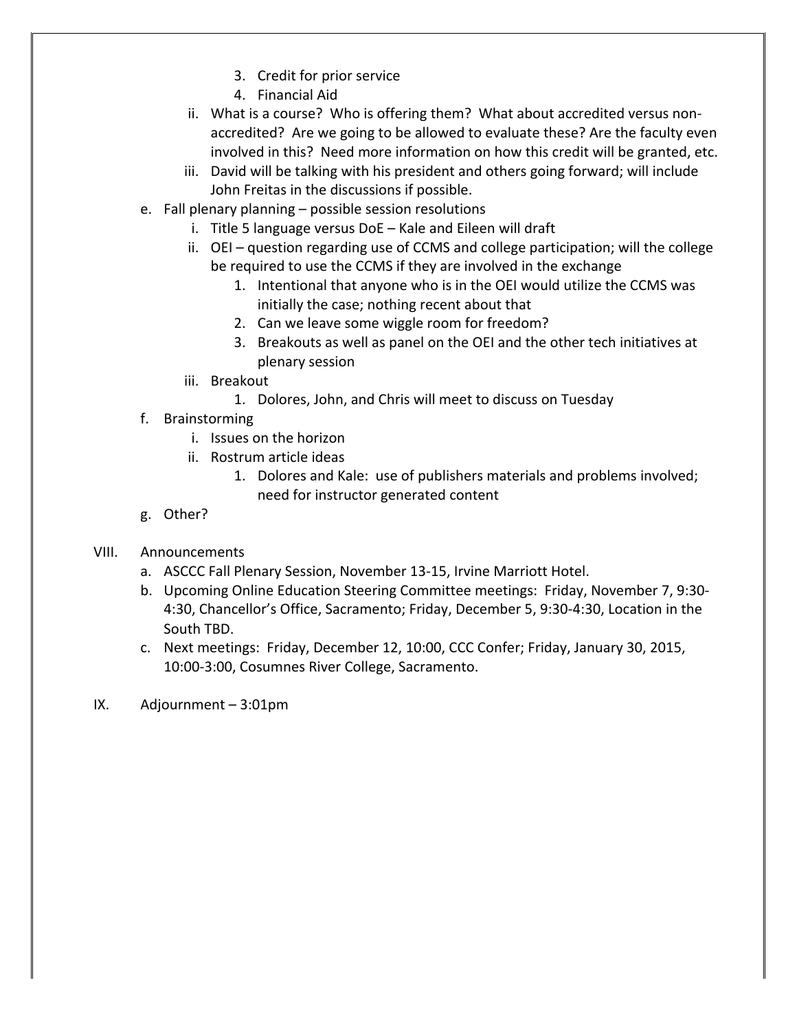3. Credit for prior service
4. Financial Aid

ii. What is a course? Who is offering them? What about accredited versus non-accredited? Are we going to be allowed to evaluate these? Are the faculty even involved in this? Need more information on how this credit will be granted, etc.

iii. David will be talking with his president and others going forward; will include John Freitas in the discussions if possible.

e. Fall plenary planning – possible session resolutions
   - i. Title 5 language versus DoE – Kale and Eileen will draft
   - ii. OEI – question regarding use of CCMS and college participation; will the college be required to use the CCMS if they are involved in the exchange
     1. Intentional that anyone who is in the OEI would utilize the CCMS was initially the case; nothing recent about that
     2. Can we leave some wiggle room for freedom?
     3. Breakouts as well as panel on the OEI and the other tech initiatives at plenary session
   - iii. Breakout
     1. Dolores, John, and Chris will meet to discuss on Tuesday

f. Brainstorming
   - i. Issues on the horizon
   - ii. Rostrum article ideas
     1. Dolores and Kale: use of publishers materials and problems involved; need for instructor generated content

g. Other?

VIII. Announcements
   - a. ASCCC Fall Plenary Session, November 13-15, Irvine Marriott Hotel.
   - b. Upcoming Online Education Steering Committee meetings: Friday, November 7, 9:30-4:30, Chancellor's Office, Sacramento; Friday, December 5, 9:30-4:30, Location in the South TBD.
   - c. Next meetings: Friday, December 12, 10:00, CCC Confer; Friday, January 30, 2015, 10:00-3:00, Cosumnes River College, Sacramento.

IX. Adjournment – 3:01pm